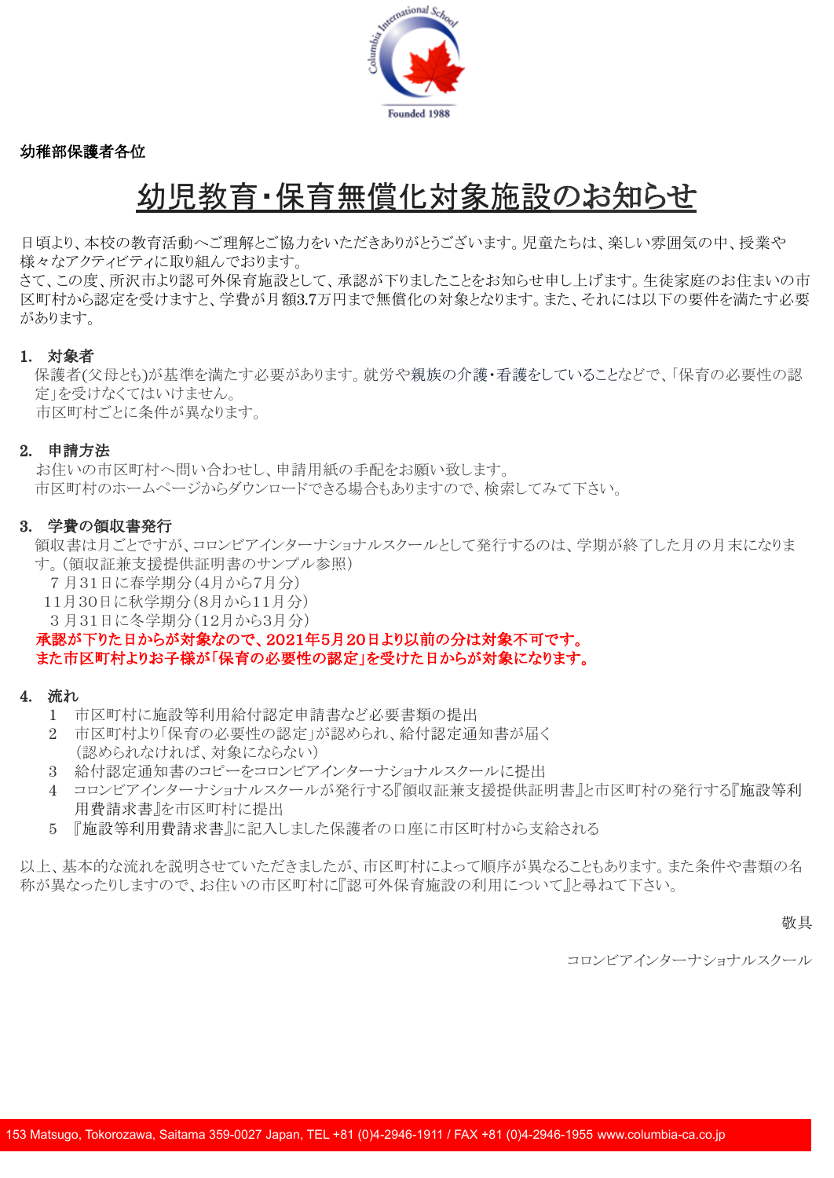幼稚部保護者各位

# 幼児教育・保育無償化対象施設のお知らせ

日頃より、本校の教育活動へご理解とご協力をいただきありがとうございます。児童たちは、楽しい雰囲気の中、授業や様々なアクティビティに取り組んでおります。
さて、この度、所沢市より認可外保育施設として、承認が下りましたことをお知らせ申し上げます。生徒家庭のお住まいの市区町村から認定を受けますと、学費が月額3.7万円まで無償化の対象となります。また、それには以下の要件を満たす必要があります。

**1. 対象者**

保護者(父母とも)が基準を満たす必要があります。就労や親族の介護・看護をしていることなどで、「保育の必要性の認定」を受けなくてはいけません。
市区町村ごとに条件が異なります。

**2. 申請方法**

お住いの市区町村へ問い合わせし、申請用紙の手配をお願い致します。
市区町村のホームページからダウンロードできる場合もありますので、検索してみて下さい。

**3. 学費の領収書発行**

領収書は月ごとですが、コロンビアインターナショナルスクールとして発行するのは、学期が終了した月の月末になります。(領収証兼支援提供証明書のサンプル参照)
7月31日に春学期分(4月から7月分)
11月30日に秋学期分(8月から11月分)
3月31日に冬学期分(12月から3月分)
**承認が下りた日からが対象なので、2021年5月20日より以前の分は対象不可です。**
**また市区町村よりお子様が「保育の必要性の認定」を受けた日からが対象になります。**

**4. 流れ**

1. 市区町村に施設等利用給付認定申請書など必要書類の提出
2. 市区町村より「保育の必要性の認定」が認められ、給付認定通知書が届く
   (認められなければ、対象にならない)
3. 給付認定通知書のコピーをコロンビアインターナショナルスクールに提出
4. コロンビアインターナショナルスクールが発行する『領収証兼支援提供証明書』と市区町村の発行する『施設等利用費請求書』を市区町村に提出
5. 『施設等利用費請求書』に記入しました保護者の口座に市区町村から支給される

以上、基本的な流れを説明させていただきましたが、市区町村によって順序が異なることもあります。また条件や書類の名称が異なったりしますので、お住いの市区町村に『認可外保育施設の利用について』と尋ねて下さい。

敬具

コロンビアインターナショナルスクール

153 Matsugo, Tokorozawa, Saitama 359-0027 Japan, TEL +81 (0)4-2946-1911 / FAX +81 (0)4-2946-1955 www.columbia-ca.co.jp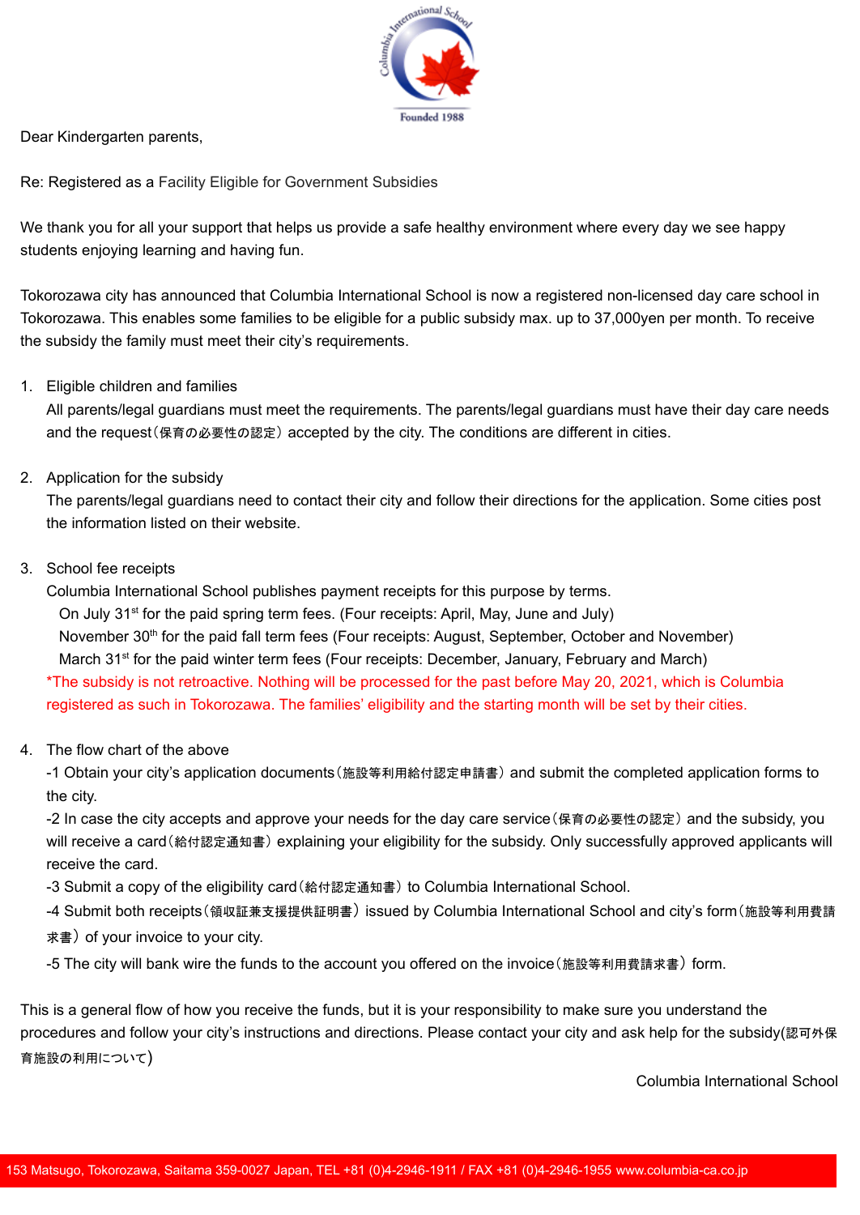Dear Kindergarten parents,

Re: Registered as a Facility Eligible for Government Subsidies

We thank you for all your support that helps us provide a safe healthy environment where every day we see happy students enjoying learning and having fun.

Tokorozawa city has announced that Columbia International School is now a registered non-licensed day care school in Tokorozawa. This enables some families to be eligible for a public subsidy max. up to 37,000yen per month. To receive the subsidy the family must meet their city's requirements.

1. Eligible children and families
   All parents/legal guardians must meet the requirements. The parents/legal guardians must have their day care needs and the request（保育の必要性の認定）accepted by the city. The conditions are different in cities.

2. Application for the subsidy
   The parents/legal guardians need to contact their city and follow their directions for the application. Some cities post the information listed on their website.

3. School fee receipts
   Columbia International School publishes payment receipts for this purpose by terms.
   On July 31st for the paid spring term fees. (Four receipts: April, May, June and July)
   November 30th for the paid fall term fees (Four receipts: August, September, October and November)
   March 31st for the paid winter term fees (Four receipts: December, January, February and March)
   *The subsidy is not retroactive. Nothing will be processed for the past before May 20, 2021, which is Columbia registered as such in Tokorozawa. The families' eligibility and the starting month will be set by their cities.

4. The flow chart of the above
   -1 Obtain your city's application documents（施設等利用給付認定申請書）and submit the completed application forms to the city.
   -2 In case the city accepts and approve your needs for the day care service（保育の必要性の認定）and the subsidy, you will receive a card（給付認定通知書）explaining your eligibility for the subsidy. Only successfully approved applicants will receive the card.
   -3 Submit a copy of the eligibility card（給付認定通知書）to Columbia International School.
   -4 Submit both receipts（領収証兼支援提供証明書）issued by Columbia International School and city's form（施設等利用費請求書）of your invoice to your city.
   -5 The city will bank wire the funds to the account you offered on the invoice（施設等利用費請求書）form.

This is a general flow of how you receive the funds, but it is your responsibility to make sure you understand the procedures and follow your city's instructions and directions. Please contact your city and ask help for the subsidy(認可外保育施設の利用について)

Columbia International School

153 Matsugo, Tokorozawa, Saitama 359-0027 Japan, TEL +81 (0)4-2946-1911 / FAX +81 (0)4-2946-1955 www.columbia-ca.co.jp